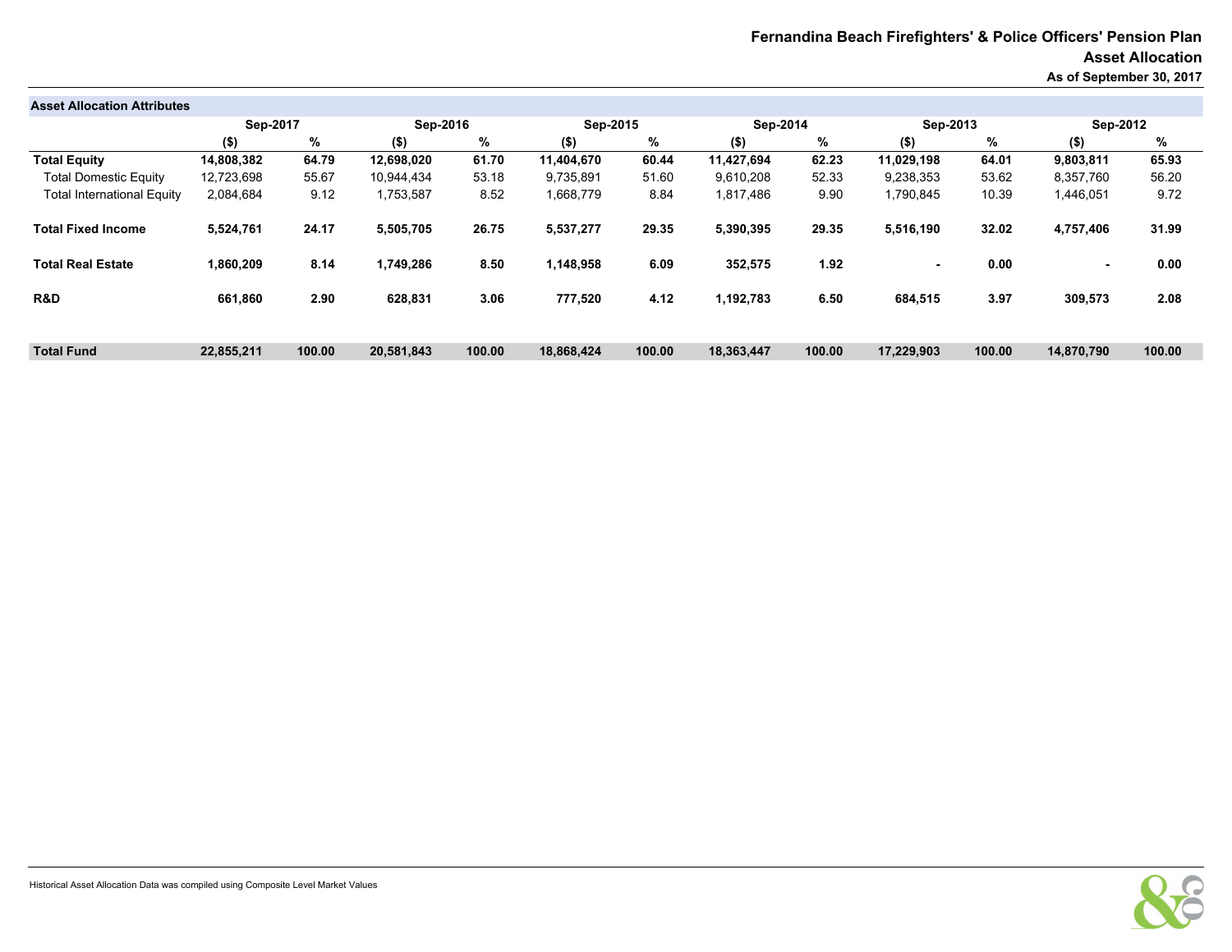**Fernandina Beach Firefighters' & Police Officers' Pension Plan**

**Asset Allocation**

**As of September 30, 2017**

| Asset Allocation Attributes | Sep-2017 | | Sep-2016 | | Sep-2015 | | Sep-2014 | | Sep-2013 | | Sep-2012 | |
|---|---|---|---|---|---|---|---|---|---|---|---|---|
| | ($) | % | ($) | % | ($) | % | ($) | % | ($) | % | ($) | % |
| **Total Equity** | **14,808,382** | **64.79** | **12,698,020** | **61.70** | **11,404,670** | **60.44** | **11,427,694** | **62.23** | **11,029,198** | **64.01** | **9,803,811** | **65.93** |
| Total Domestic Equity | 12,723,698 | 55.67 | 10,944,434 | 53.18 | 9,735,891 | 51.60 | 9,610,208 | 52.33 | 9,238,353 | 53.62 | 8,357,760 | 56.20 |
| Total International Equity | 2,084,684 | 9.12 | 1,753,587 | 8.52 | 1,668,779 | 8.84 | 1,817,486 | 9.90 | 1,790,845 | 10.39 | 1,446,051 | 9.72 |
| **Total Fixed Income** | **5,524,761** | **24.17** | **5,505,705** | **26.75** | **5,537,277** | **29.35** | **5,390,395** | **29.35** | **5,516,190** | **32.02** | **4,757,406** | **31.99** |
| **Total Real Estate** | **1,860,209** | **8.14** | **1,749,286** | **8.50** | **1,148,958** | **6.09** | **352,575** | **1.92** | **-** | **0.00** | **-** | **0.00** |
| **R&D** | **661,860** | **2.90** | **628,831** | **3.06** | **777,520** | **4.12** | **1,192,783** | **6.50** | **684,515** | **3.97** | **309,573** | **2.08** |
| **Total Fund** | **22,855,211** | **100.00** | **20,581,843** | **100.00** | **18,868,424** | **100.00** | **18,363,447** | **100.00** | **17,229,903** | **100.00** | **14,870,790** | **100.00** |

Historical Asset Allocation Data was compiled using Composite Level Market Values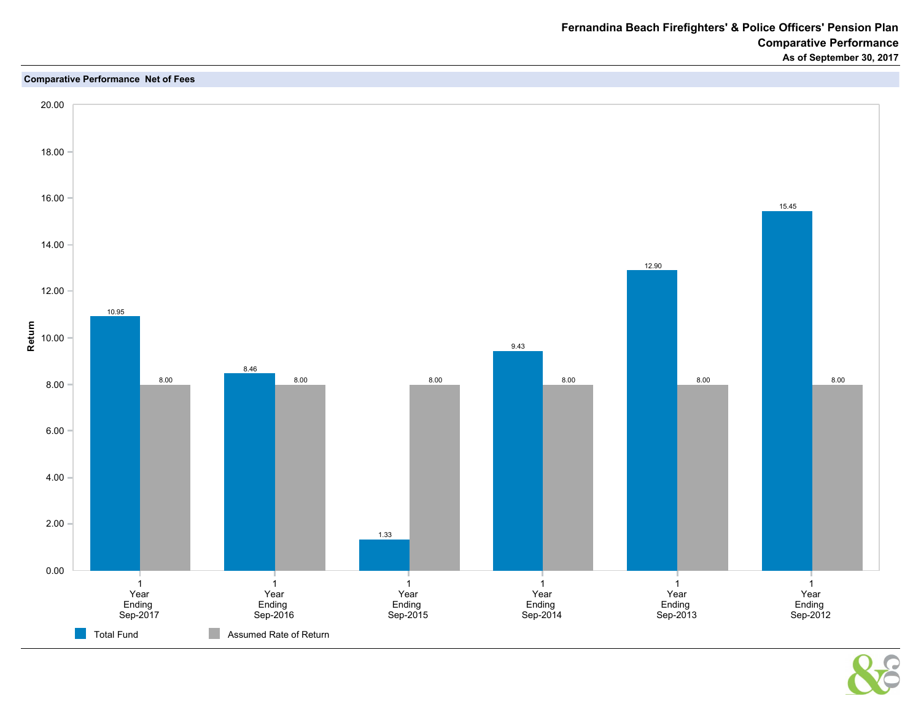# Fernandina Beach Firefighters' & Police Officers' Pension Plan

## Comparative Performance

**As of September 30, 2017**

**Comparative Performance Net of Fees**

Return

20.00
18.00
16.00
14.00
12.00
10.00
8.00
6.00
4.00
2.00
0.00

10.95
8.00
8.46
8.00
1.33
8.00
9.43
8.00
12.90
8.00
15.45
8.00

1 Year Ending Sep-2017
1 Year Ending Sep-2016
1 Year Ending Sep-2015
1 Year Ending Sep-2014
1 Year Ending Sep-2013
1 Year Ending Sep-2012

Total Fund
Assumed Rate of Return